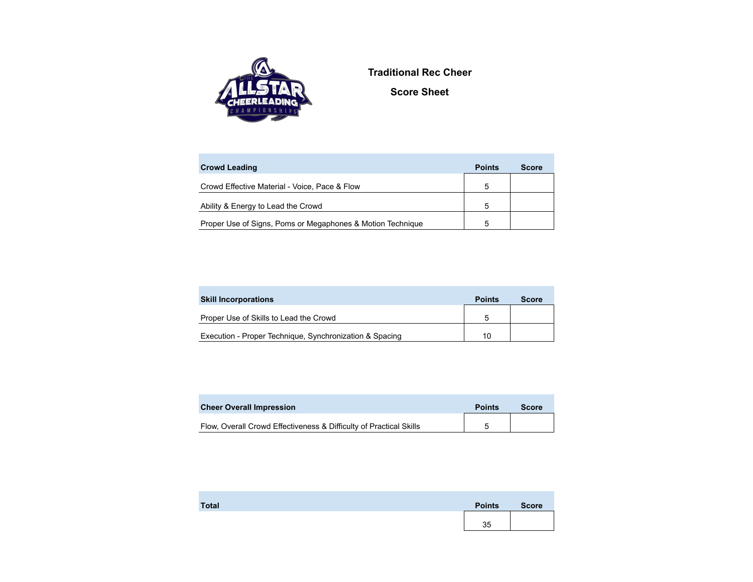# Traditional Rec Cheer

## Score Sheet

| Crowd Leading | Points | Score |
| --- | --- | --- |
| Crowd Effective Material - Voice, Pace & Flow | 5 | |
| Ability & Energy to Lead the Crowd | 5 | |
| Proper Use of Signs, Poms or Megaphones & Motion Technique | 5 | |

| Skill Incorporations | Points | Score |
| --- | --- | --- |
| Proper Use of Skills to Lead the Crowd | 5 | |
| Execution - Proper Technique, Synchronization & Spacing | 10 | |

| Cheer Overall Impression | Points | Score |
| --- | --- | --- |
| Flow, Overall Crowd Effectiveness & Difficulty of Practical Skills | 5 | |

| Total | Points | Score |
| --- | --- | --- |
| | 35 | |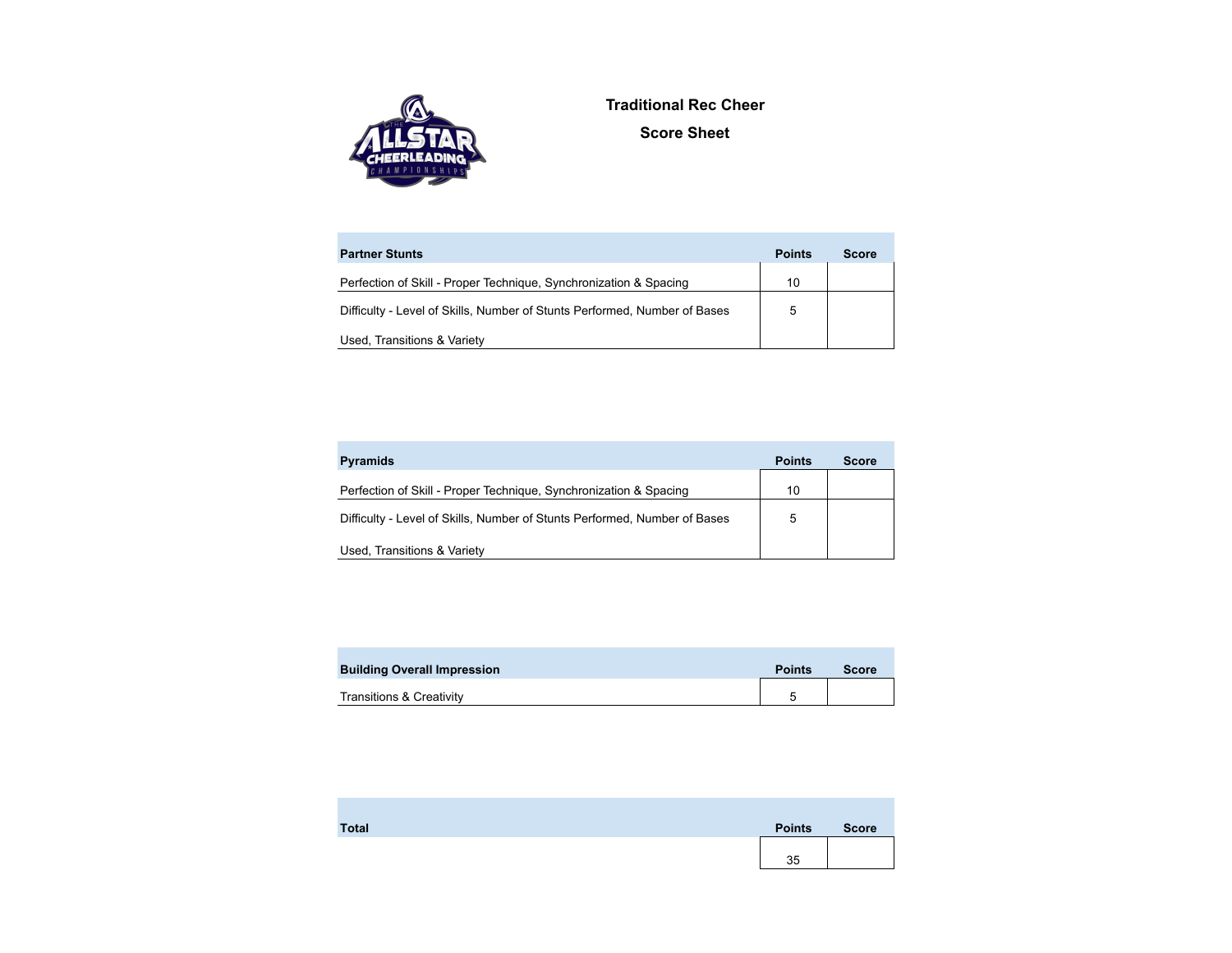## Traditional Rec Cheer

## Score Sheet

| Partner Stunts | Points | Score |
|---|---|---|
| Perfection of Skill - Proper Technique, Synchronization & Spacing | 10 | |
| Difficulty - Level of Skills, Number of Stunts Performed, Number of Bases Used, Transitions & Variety | 5 | |

| Pyramids | Points | Score |
|---|---|---|
| Perfection of Skill - Proper Technique, Synchronization & Spacing | 10 | |
| Difficulty - Level of Skills, Number of Stunts Performed, Number of Bases Used, Transitions & Variety | 5 | |

| Building Overall Impression | Points | Score |
|---|---|---|
| Transitions & Creativity | 5 | |

| Total | Points | Score |
|---|---|---|
| | 35 | |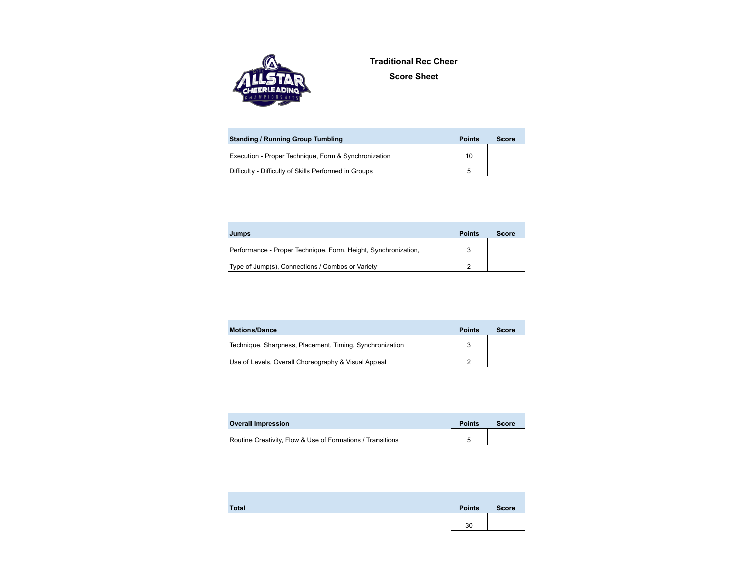## Traditional Rec Cheer

## Score Sheet

| Standing / Running Group Tumbling | Points | Score |
|---|---|---|
| Execution - Proper Technique, Form & Synchronization | 10 | |
| Difficulty - Difficulty of Skills Performed in Groups | 5 | |

| Jumps | Points | Score |
|---|---|---|
| Performance - Proper Technique, Form, Height, Synchronization, | 3 | |
| Type of Jump(s), Connections / Combos or Variety | 2 | |

| Motions/Dance | Points | Score |
|---|---|---|
| Technique, Sharpness, Placement, Timing, Synchronization | 3 | |
| Use of Levels, Overall Choreography & Visual Appeal | 2 | |

| Overall Impression | Points | Score |
|---|---|---|
| Routine Creativity, Flow & Use of Formations / Transitions | 5 | |

| Total | Points | Score |
|---|---|---|
| | 30 | |